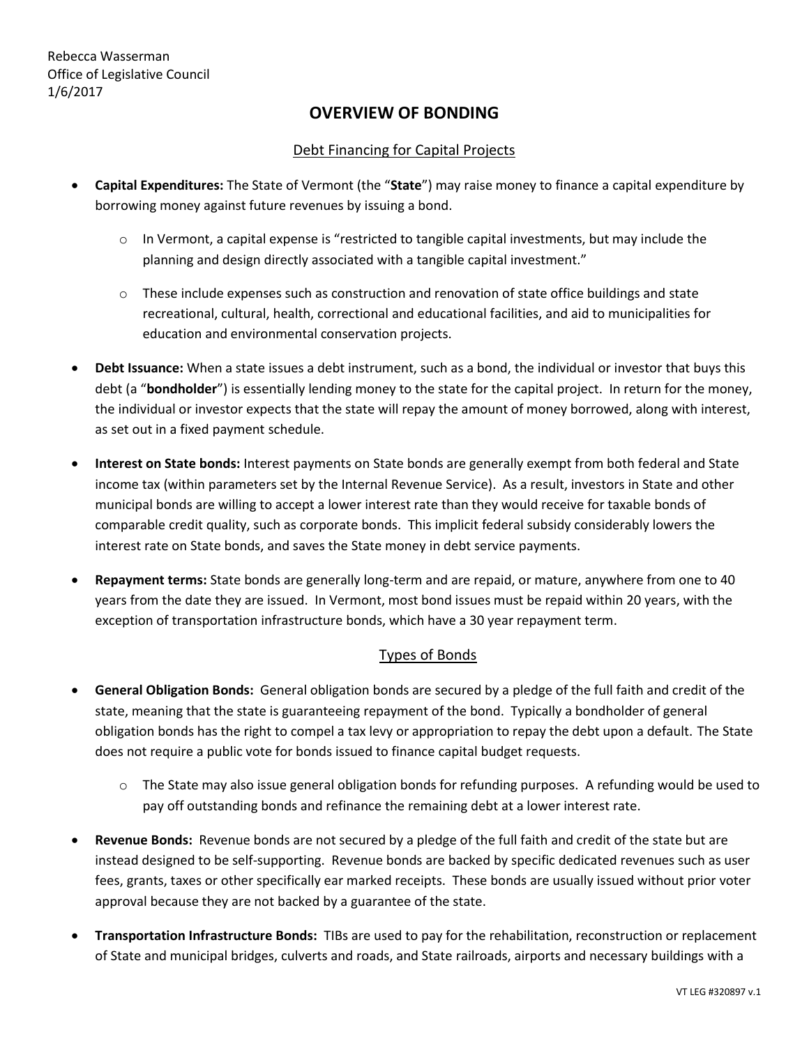Rebecca Wasserman
Office of Legislative Council
1/6/2017

# OVERVIEW OF BONDING

## Debt Financing for Capital Projects

- **Capital Expenditures:** The State of Vermont (the "**State**") may raise money to finance a capital expenditure by borrowing money against future revenues by issuing a bond.
  - In Vermont, a capital expense is "restricted to tangible capital investments, but may include the planning and design directly associated with a tangible capital investment."
  - These include expenses such as construction and renovation of state office buildings and state recreational, cultural, health, correctional and educational facilities, and aid to municipalities for education and environmental conservation projects.
- **Debt Issuance:** When a state issues a debt instrument, such as a bond, the individual or investor that buys this debt (a "**bondholder**") is essentially lending money to the state for the capital project. In return for the money, the individual or investor expects that the state will repay the amount of money borrowed, along with interest, as set out in a fixed payment schedule.
- **Interest on State bonds:** Interest payments on State bonds are generally exempt from both federal and State income tax (within parameters set by the Internal Revenue Service). As a result, investors in State and other municipal bonds are willing to accept a lower interest rate than they would receive for taxable bonds of comparable credit quality, such as corporate bonds. This implicit federal subsidy considerably lowers the interest rate on State bonds, and saves the State money in debt service payments.
- **Repayment terms:** State bonds are generally long-term and are repaid, or mature, anywhere from one to 40 years from the date they are issued. In Vermont, most bond issues must be repaid within 20 years, with the exception of transportation infrastructure bonds, which have a 30 year repayment term.

## Types of Bonds

- **General Obligation Bonds:** General obligation bonds are secured by a pledge of the full faith and credit of the state, meaning that the state is guaranteeing repayment of the bond. Typically a bondholder of general obligation bonds has the right to compel a tax levy or appropriation to repay the debt upon a default. The State does not require a public vote for bonds issued to finance capital budget requests.
  - The State may also issue general obligation bonds for refunding purposes. A refunding would be used to pay off outstanding bonds and refinance the remaining debt at a lower interest rate.
- **Revenue Bonds:** Revenue bonds are not secured by a pledge of the full faith and credit of the state but are instead designed to be self-supporting. Revenue bonds are backed by specific dedicated revenues such as user fees, grants, taxes or other specifically ear marked receipts. These bonds are usually issued without prior voter approval because they are not backed by a guarantee of the state.
- **Transportation Infrastructure Bonds:** TIBs are used to pay for the rehabilitation, reconstruction or replacement of State and municipal bridges, culverts and roads, and State railroads, airports and necessary buildings with a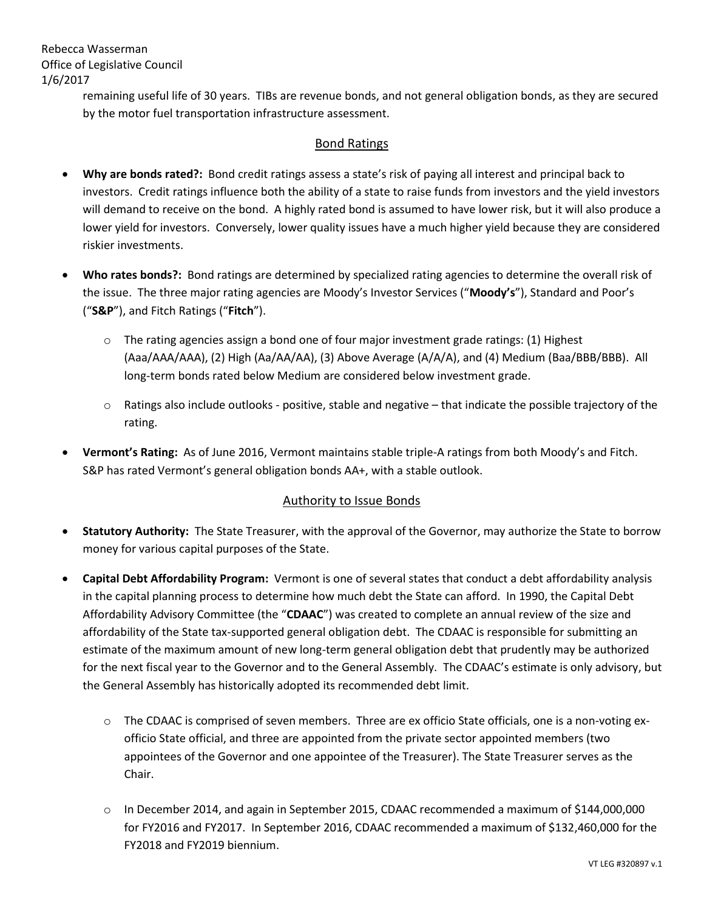remaining useful life of 30 years. TIBs are revenue bonds, and not general obligation bonds, as they are secured by the motor fuel transportation infrastructure assessment.

## Bond Ratings

- **Why are bonds rated?:** Bond credit ratings assess a state's risk of paying all interest and principal back to investors. Credit ratings influence both the ability of a state to raise funds from investors and the yield investors will demand to receive on the bond. A highly rated bond is assumed to have lower risk, but it will also produce a lower yield for investors. Conversely, lower quality issues have a much higher yield because they are considered riskier investments.

- **Who rates bonds?:** Bond ratings are determined by specialized rating agencies to determine the overall risk of the issue. The three major rating agencies are Moody's Investor Services ("**Moody's**"), Standard and Poor's ("**S&P**"), and Fitch Ratings ("**Fitch**").

  - The rating agencies assign a bond one of four major investment grade ratings: (1) Highest (Aaa/AAA/AAA), (2) High (Aa/AA/AA), (3) Above Average (A/A/A), and (4) Medium (Baa/BBB/BBB). All long-term bonds rated below Medium are considered below investment grade.

  - Ratings also include outlooks - positive, stable and negative – that indicate the possible trajectory of the rating.

- **Vermont's Rating:** As of June 2016, Vermont maintains stable triple-A ratings from both Moody's and Fitch. S&P has rated Vermont's general obligation bonds AA+, with a stable outlook.

## Authority to Issue Bonds

- **Statutory Authority:** The State Treasurer, with the approval of the Governor, may authorize the State to borrow money for various capital purposes of the State.

- **Capital Debt Affordability Program:** Vermont is one of several states that conduct a debt affordability analysis in the capital planning process to determine how much debt the State can afford. In 1990, the Capital Debt Affordability Advisory Committee (the "**CDAAC**") was created to complete an annual review of the size and affordability of the State tax-supported general obligation debt. The CDAAC is responsible for submitting an estimate of the maximum amount of new long-term general obligation debt that prudently may be authorized for the next fiscal year to the Governor and to the General Assembly. The CDAAC's estimate is only advisory, but the General Assembly has historically adopted its recommended debt limit.

  - The CDAAC is comprised of seven members. Three are ex officio State officials, one is a non-voting ex-officio State official, and three are appointed from the private sector appointed members (two appointees of the Governor and one appointee of the Treasurer). The State Treasurer serves as the Chair.

  - In December 2014, and again in September 2015, CDAAC recommended a maximum of $144,000,000 for FY2016 and FY2017. In September 2016, CDAAC recommended a maximum of $132,460,000 for the FY2018 and FY2019 biennium.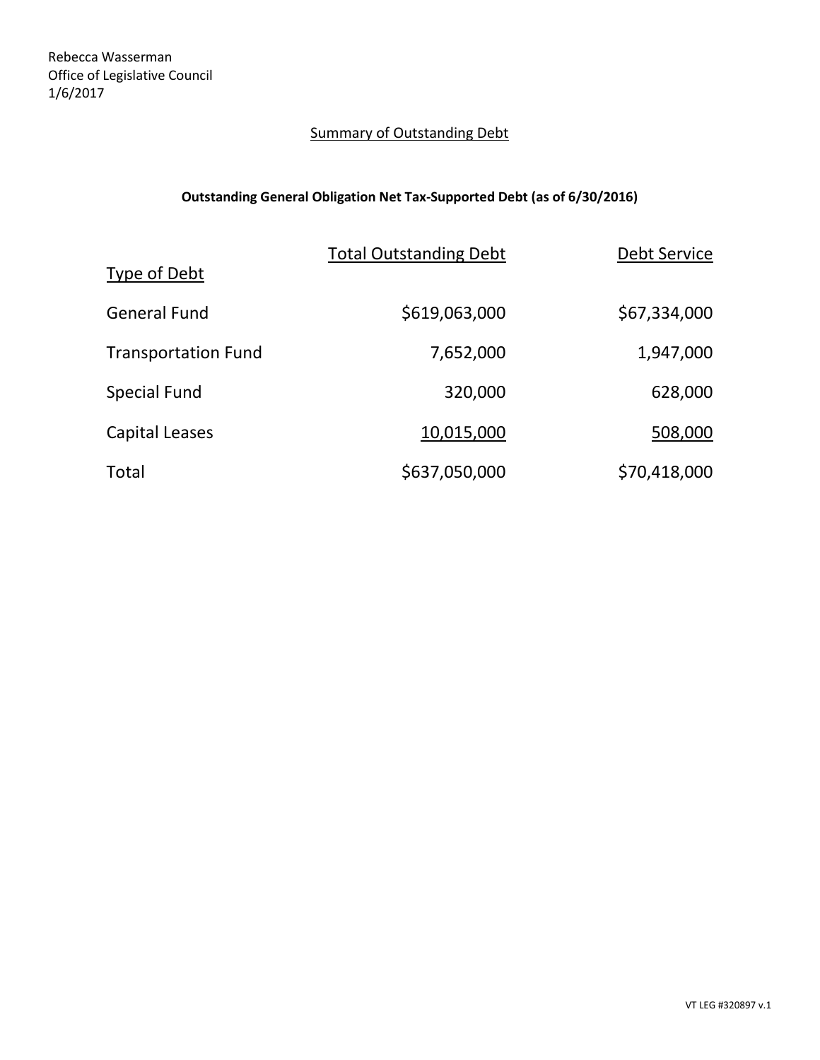Rebecca Wasserman
Office of Legislative Council
1/6/2017

## Summary of Outstanding Debt

### Outstanding General Obligation Net Tax-Supported Debt (as of 6/30/2016)

| Type of Debt | Total Outstanding Debt | Debt Service |
|---|---:|---:|
| General Fund | $619,063,000 | $67,334,000 |
| Transportation Fund | 7,652,000 | 1,947,000 |
| Special Fund | 320,000 | 628,000 |
| Capital Leases | 10,015,000 | 508,000 |
| Total | $637,050,000 | $70,418,000 |

VT LEG #320897 v.1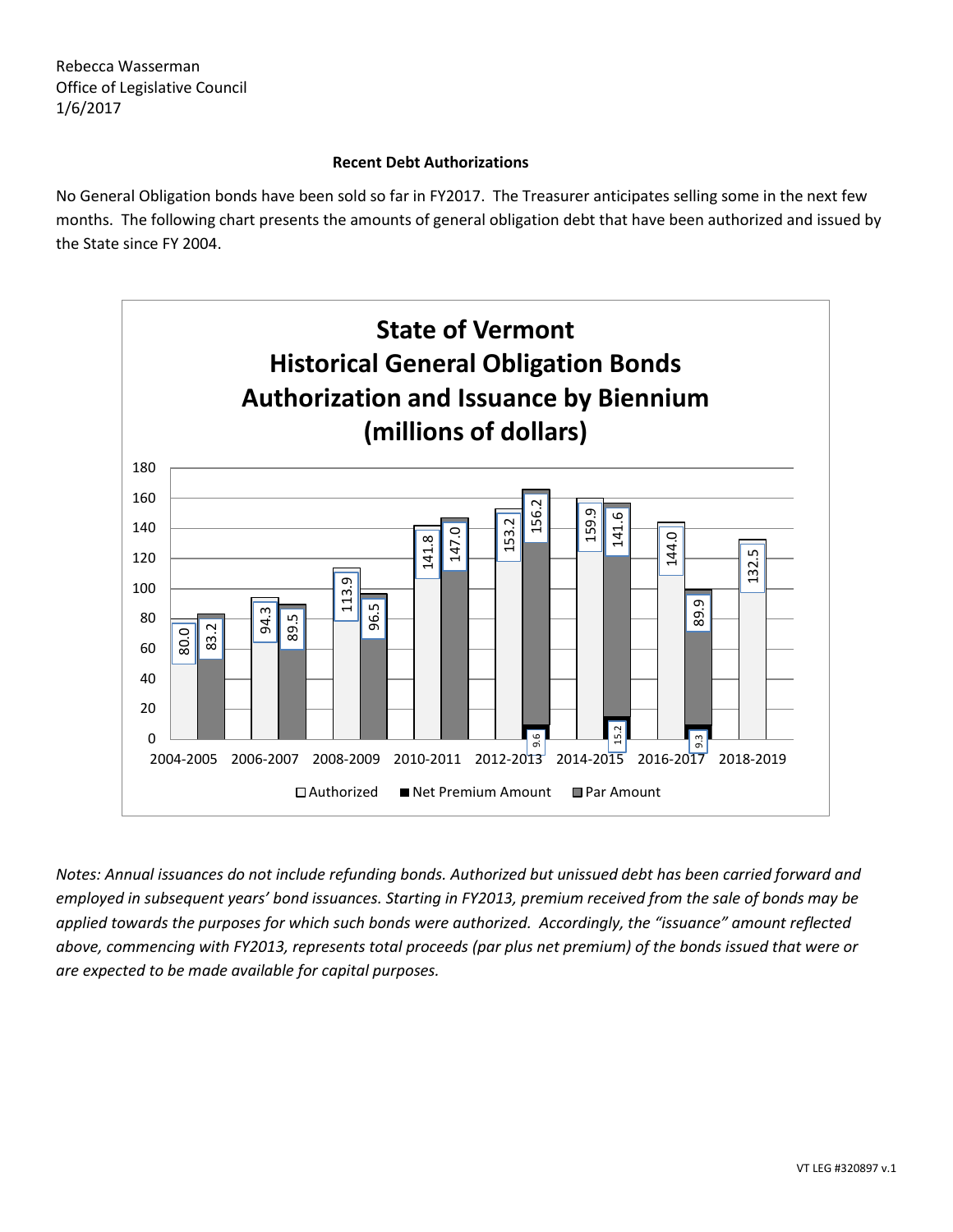Rebecca Wasserman
Office of Legislative Council
1/6/2017

**Recent Debt Authorizations**

No General Obligation bonds have been sold so far in FY2017. The Treasurer anticipates selling some in the next few months. The following chart presents the amounts of general obligation debt that have been authorized and issued by the State since FY 2004.

**State of Vermont**
**Historical General Obligation Bonds**
**Authorization and Issuance by Biennium**
**(millions of dollars)**

180
160
140
120
100
80
60
40
20
0

2004-2005: 80.0, 83.2
2006-2007: 94.3, 89.5
2008-2009: 113.9, 96.5
2010-2011: 141.8, 147.0
2012-2013: 153.2, 156.2, 9.6
2014-2015: 159.9, 141.6, 15.2
2016-2017: 144.0, 89.9, 9.3
2018-2019: 132.5

Authorized | Net Premium Amount | Par Amount

*Notes: Annual issuances do not include refunding bonds. Authorized but unissued debt has been carried forward and employed in subsequent years' bond issuances. Starting in FY2013, premium received from the sale of bonds may be applied towards the purposes for which such bonds were authorized. Accordingly, the "issuance" amount reflected above, commencing with FY2013, represents total proceeds (par plus net premium) of the bonds issued that were or are expected to be made available for capital purposes.*

VT LEG #320897 v.1